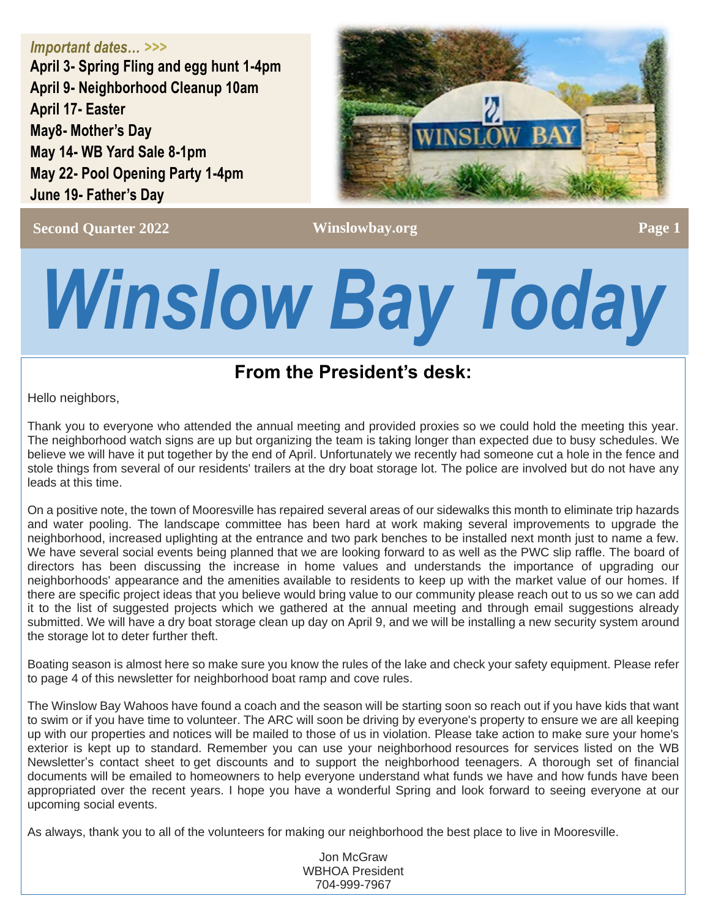*Important dates... >>>*

**April 3- Spring Fling and egg hunt 1-4pm**
**April 9- Neighborhood Cleanup 10am**
**April 17- Easter**
**May8- Mother's Day**
**May 14- WB Yard Sale 8-1pm**
**May 22- Pool Opening Party 1-4pm**
**June 19- Father's Day**

**Second Quarter 2022** **Winslowbay.org**

# *Winslow Bay Today*

## From the President's desk:

Hello neighbors,

Thank you to everyone who attended the annual meeting and provided proxies so we could hold the meeting this year. The neighborhood watch signs are up but organizing the team is taking longer than expected due to busy schedules. We believe we will have it put together by the end of April. Unfortunately we recently had someone cut a hole in the fence and stole things from several of our residents' trailers at the dry boat storage lot. The police are involved but do not have any leads at this time.

On a positive note, the town of Mooresville has repaired several areas of our sidewalks this month to eliminate trip hazards and water pooling. The landscape committee has been hard at work making several improvements to upgrade the neighborhood, increased uplighting at the entrance and two park benches to be installed next month just to name a few. We have several social events being planned that we are looking forward to as well as the PWC slip raffle. The board of directors has been discussing the increase in home values and understands the importance of upgrading our neighborhoods' appearance and the amenities available to residents to keep up with the market value of our homes. If there are specific project ideas that you believe would bring value to our community please reach out to us so we can add it to the list of suggested projects which we gathered at the annual meeting and through email suggestions already submitted. We will have a dry boat storage clean up day on April 9, and we will be installing a new security system around the storage lot to deter further theft.

Boating season is almost here so make sure you know the rules of the lake and check your safety equipment. Please refer to page 4 of this newsletter for neighborhood boat ramp and cove rules.

The Winslow Bay Wahoos have found a coach and the season will be starting soon so reach out if you have kids that want to swim or if you have time to volunteer. The ARC will soon be driving by everyone's property to ensure we are all keeping up with our properties and notices will be mailed to those of us in violation. Please take action to make sure your home's exterior is kept up to standard. Remember you can use your neighborhood resources for services listed on the WB Newsletter's contact sheet to get discounts and to support the neighborhood teenagers. A thorough set of financial documents will be emailed to homeowners to help everyone understand what funds we have and how funds have been appropriated over the recent years. I hope you have a wonderful Spring and look forward to seeing everyone at our upcoming social events.

As always, thank you to all of the volunteers for making our neighborhood the best place to live in Mooresville.

Jon McGraw
WBHOA President
704-999-7967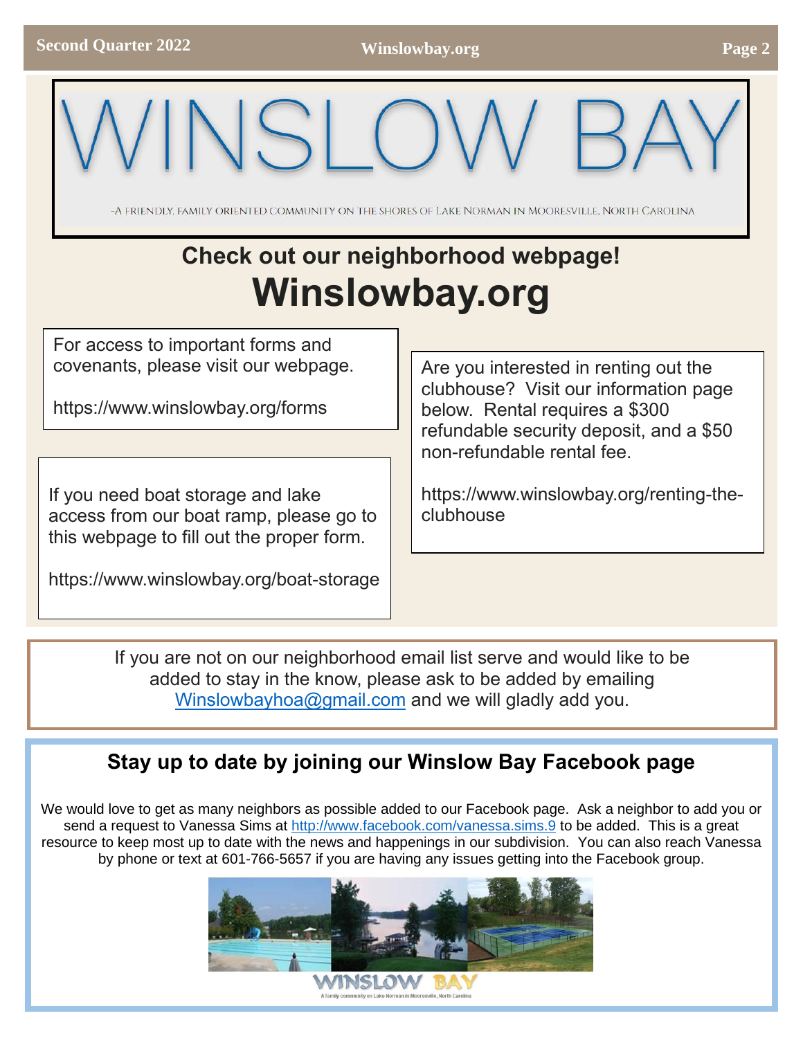# WINSLOW BAY

-A FRIENDLY, FAMILY ORIENTED COMMUNITY ON THE SHORES OF LAKE NORMAN IN MOORESVILLE, NORTH CAROLINA

## Check out our neighborhood webpage!

# Winslowbay.org

For access to important forms and covenants, please visit our webpage.

https://www.winslowbay.org/forms

If you need boat storage and lake access from our boat ramp, please go to this webpage to fill out the proper form.

https://www.winslowbay.org/boat-storage

Are you interested in renting out the clubhouse? Visit our information page below. Rental requires a $300 refundable security deposit, and a $50 non-refundable rental fee.

https://www.winslowbay.org/renting-the-clubhouse

If you are not on our neighborhood email list serve and would like to be added to stay in the know, please ask to be added by emailing Winslowbayhoa@gmail.com and we will gladly add you.

## Stay up to date by joining our Winslow Bay Facebook page

We would love to get as many neighbors as possible added to our Facebook page. Ask a neighbor to add you or send a request to Vanessa Sims at http://www.facebook.com/vanessa.sims.9 to be added. This is a great resource to keep most up to date with the news and happenings in our subdivision. You can also reach Vanessa by phone or text at 601-766-5657 if you are having any issues getting into the Facebook group.

WINSLOW BAY

A family community on Lake Norman in Mooresville, North Carolina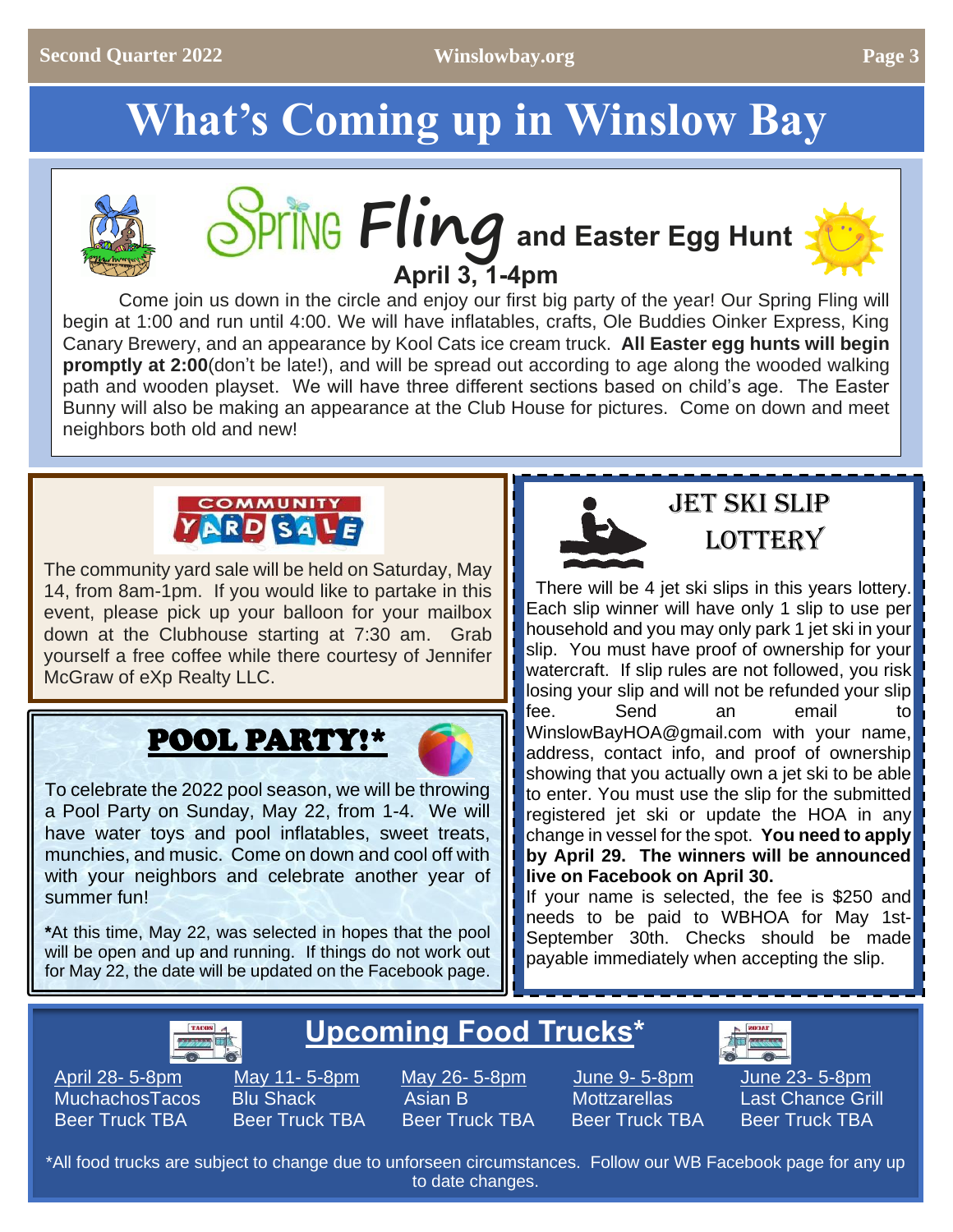# What's Coming up in Winslow Bay

## Spring Fling and Easter Egg Hunt

**April 3, 1-4pm**

Come join us down in the circle and enjoy our first big party of the year! Our Spring Fling will begin at 1:00 and run until 4:00. We will have inflatables, crafts, Ole Buddies Oinker Express, King Canary Brewery, and an appearance by Kool Cats ice cream truck. **All Easter egg hunts will begin promptly at 2:00**(don't be late!), and will be spread out according to age along the wooded walking path and wooden playset. We will have three different sections based on child's age. The Easter Bunny will also be making an appearance at the Club House for pictures. Come on down and meet neighbors both old and new!

## Community Yard Sale

The community yard sale will be held on Saturday, May 14, from 8am-1pm. If you would like to partake in this event, please pick up your balloon for your mailbox down at the Clubhouse starting at 7:30 am. Grab yourself a free coffee while there courtesy of Jennifer McGraw of eXp Realty LLC.

## POOL PARTY!*

To celebrate the 2022 pool season, we will be throwing a Pool Party on Sunday, May 22, from 1-4. We will have water toys and pool inflatables, sweet treats, munchies, and music. Come on down and cool off with with your neighbors and celebrate another year of summer fun!

***At this time, May 22, was selected in hopes that the pool will be open and up and running. If things do not work out for May 22, the date will be updated on the Facebook page.**

## Jet Ski Slip Lottery

There will be 4 jet ski slips in this years lottery. Each slip winner will have only 1 slip to use per household and you may only park 1 jet ski in your slip. You must have proof of ownership for your watercraft. If slip rules are not followed, you risk losing your slip and will not be refunded your slip fee. Send an email to WinslowBayHOA@gmail.com with your name, address, contact info, and proof of ownership showing that you actually own a jet ski to be able to enter. You must use the slip for the submitted registered jet ski or update the HOA in any change in vessel for the spot. **You need to apply by April 29. The winners will be announced live on Facebook on April 30.**

If your name is selected, the fee is $250 and needs to be paid to WBHOA for May 1st-September 30th. Checks should be made payable immediately when accepting the slip.

## Upcoming Food Trucks*

| April 28- 5-8pm | May 11- 5-8pm | May 26- 5-8pm | June 9- 5-8pm | June 23- 5-8pm |
|---|---|---|---|---|
| MuchachosTacos | Blu Shack | Asian B | Mottzarellas | Last Chance Grill |
| Beer Truck TBA | Beer Truck TBA | Beer Truck TBA | Beer Truck TBA | Beer Truck TBA |

*All food trucks are subject to change due to unforseen circumstances. Follow our WB Facebook page for any up to date changes.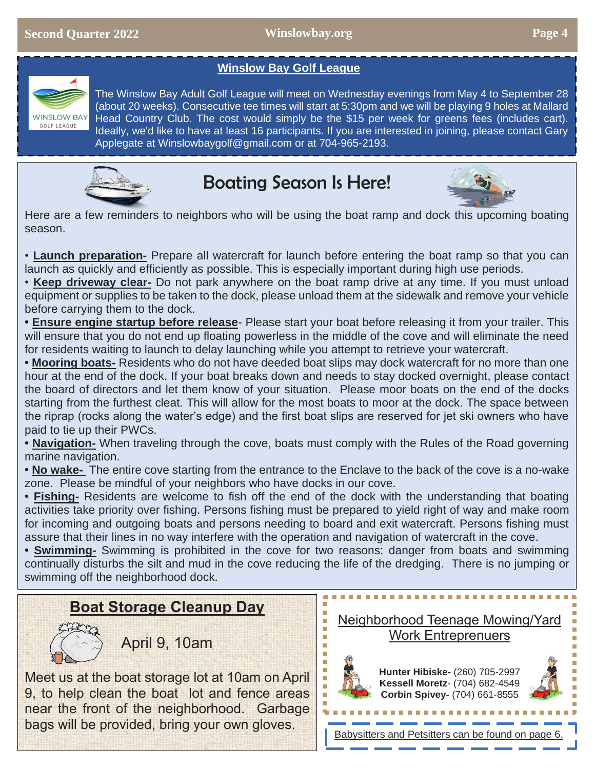## Winslow Bay Golf League

The Winslow Bay Adult Golf League will meet on Wednesday evenings from May 4 to September 28 (about 20 weeks). Consecutive tee times will start at 5:30pm and we will be playing 9 holes at Mallard Head Country Club. The cost would simply be the $15 per week for greens fees (includes cart). Ideally, we'd like to have at least 16 participants. If you are interested in joining, please contact Gary Applegate at Winslowbaygolf@gmail.com or at 704-965-2193.

## Boating Season Is Here!

Here are a few reminders to neighbors who will be using the boat ramp and dock this upcoming boating season.

• **Launch preparation-** Prepare all watercraft for launch before entering the boat ramp so that you can launch as quickly and efficiently as possible. This is especially important during high use periods.
• **Keep driveway clear-** Do not park anywhere on the boat ramp drive at any time. If you must unload equipment or supplies to be taken to the dock, please unload them at the sidewalk and remove your vehicle before carrying them to the dock.
• **Ensure engine startup before release**- Please start your boat before releasing it from your trailer. This will ensure that you do not end up floating powerless in the middle of the cove and will eliminate the need for residents waiting to launch to delay launching while you attempt to retrieve your watercraft.
• **Mooring boats-** Residents who do not have deeded boat slips may dock watercraft for no more than one hour at the end of the dock. If your boat breaks down and needs to stay docked overnight, please contact the board of directors and let them know of your situation. Please moor boats on the end of the docks starting from the furthest cleat. This will allow for the most boats to moor at the dock. The space between the riprap (rocks along the water's edge) and the first boat slips are reserved for jet ski owners who have paid to tie up their PWCs.
• **Navigation-** When traveling through the cove, boats must comply with the Rules of the Road governing marine navigation.
• **No wake-** The entire cove starting from the entrance to the Enclave to the back of the cove is a no-wake zone. Please be mindful of your neighbors who have docks in our cove.
• **Fishing-** Residents are welcome to fish off the end of the dock with the understanding that boating activities take priority over fishing. Persons fishing must be prepared to yield right of way and make room for incoming and outgoing boats and persons needing to board and exit watercraft. Persons fishing must assure that their lines in no way interfere with the operation and navigation of watercraft in the cove.
• **Swimming-** Swimming is prohibited in the cove for two reasons: danger from boats and swimming continually disturbs the silt and mud in the cove reducing the life of the dredging. There is no jumping or swimming off the neighborhood dock.

## Boat Storage Cleanup Day

April 9, 10am

Meet us at the boat storage lot at 10am on April 9, to help clean the boat lot and fence areas near the front of the neighborhood. Garbage bags will be provided, bring your own gloves.

## Neighborhood Teenage Mowing/Yard Work Entreprenuers

**Hunter Hibiske-** (260) 705-2997
**Kessell Moretz**- (704) 682-4549
**Corbin Spivey-** (704) 661-8555

Babysitters and Petsitters can be found on page 6.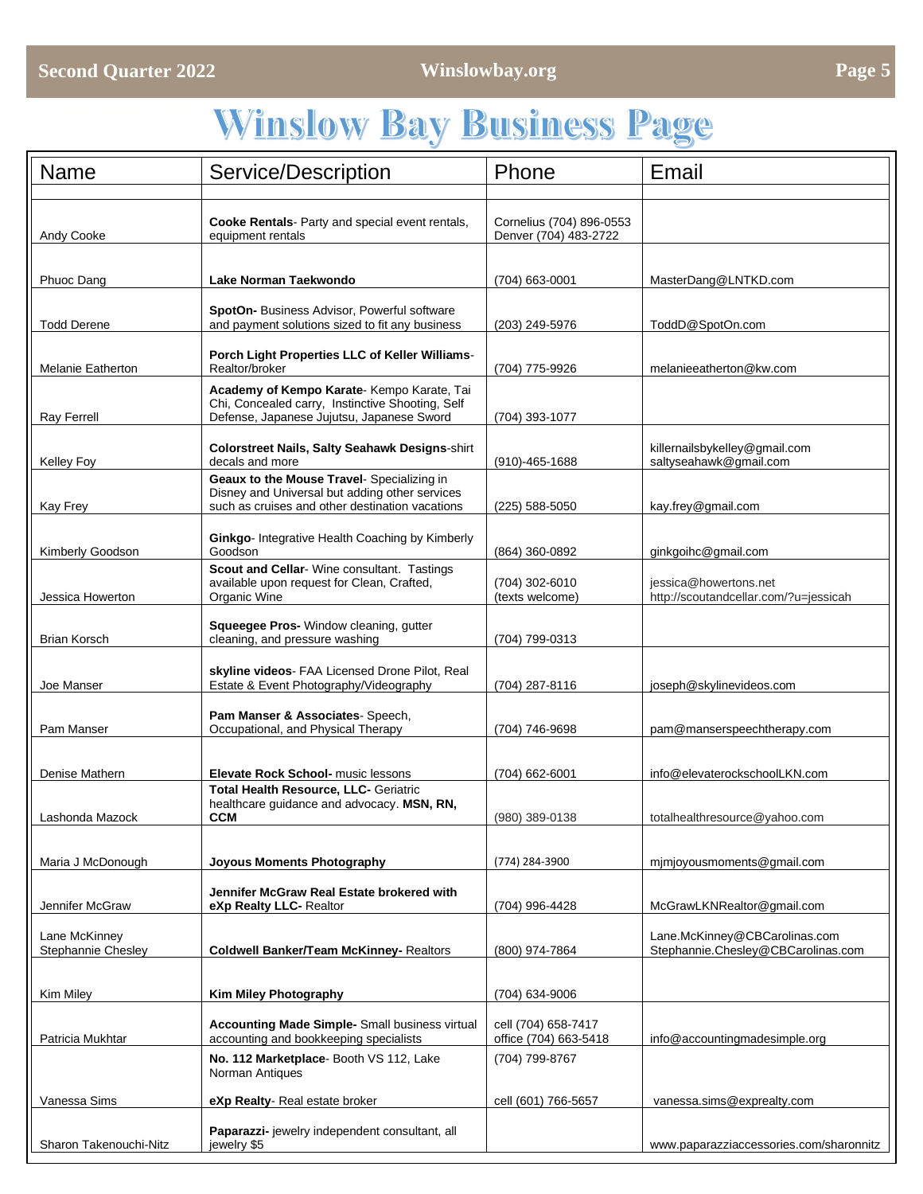# Winslow Bay Business Page

| Name | Service/Description | Phone | Email |
|---|---|---|---|
| Andy Cooke | **Cooke Rentals**- Party and special event rentals, equipment rentals | Cornelius (704) 896-0553<br>Denver (704) 483-2722 | |
| Phuoc Dang | **Lake Norman Taekwondo** | (704) 663-0001 | MasterDang@LNTKD.com |
| Todd Derene | **SpotOn-** Business Advisor, Powerful software and payment solutions sized to fit any business | (203) 249-5976 | ToddD@SpotOn.com |
| Melanie Eatherton | **Porch Light Properties LLC of Keller Williams**- Realtor/broker | (704) 775-9926 | melanieeatherton@kw.com |
| Ray Ferrell | **Academy of Kempo Karate**- Kempo Karate, Tai Chi, Concealed carry, Instinctive Shooting, Self Defense, Japanese Jujutsu, Japanese Sword | (704) 393-1077 | |
| Kelley Foy | **Colorstreet Nails, Salty Seahawk Designs**-shirt decals and more | (910)-465-1688 | killernailsbykelley@gmail.com<br>saltyseahawk@gmail.com |
| Kay Frey | **Geaux to the Mouse Travel**- Specializing in Disney and Universal but adding other services such as cruises and other destination vacations | (225) 588-5050 | kay.frey@gmail.com |
| Kimberly Goodson | **Ginkgo**- Integrative Health Coaching by Kimberly Goodson | (864) 360-0892 | ginkgoihc@gmail.com |
| Jessica Howerton | **Scout and Cellar**- Wine consultant. Tastings available upon request for Clean, Crafted, Organic Wine | (704) 302-6010<br>(texts welcome) | jessica@howertons.net<br>http://scoutandcellar.com/?u=jessicah |
| Brian Korsch | **Squeegee Pros-** Window cleaning, gutter cleaning, and pressure washing | (704) 799-0313 | |
| Joe Manser | **skyline videos**- FAA Licensed Drone Pilot, Real Estate & Event Photography/Videography | (704) 287-8116 | joseph@skylinevideos.com |
| Pam Manser | **Pam Manser & Associates**- Speech, Occupational, and Physical Therapy | (704) 746-9698 | pam@manserspeechtherapy.com |
| Denise Mathern | **Elevate Rock School-** music lessons | (704) 662-6001 | info@elevaterockschoolLKN.com |
| Lashonda Mazock | **Total Health Resource, LLC-** Geriatric healthcare guidance and advocacy. **MSN, RN, CCM** | (980) 389-0138 | totalhealthresource@yahoo.com |
| Maria J McDonough | **Joyous Moments Photography** | (774) 284-3900 | mjmjoyousmoments@gmail.com |
| Jennifer McGraw | **Jennifer McGraw Real Estate brokered with eXp Realty LLC-** Realtor | (704) 996-4428 | McGrawLKNRealtor@gmail.com |
| Lane McKinney<br>Stephannie Chesley | **Coldwell Banker/Team McKinney-** Realtors | (800) 974-7864 | Lane.McKinney@CBCarolinas.com<br>Stephannie.Chesley@CBCarolinas.com |
| Kim Miley | **Kim Miley Photography** | (704) 634-9006 | |
| Patricia Mukhtar | **Accounting Made Simple-** Small business virtual accounting and bookkeeping specialists | cell (704) 658-7417<br>office (704) 663-5418 | info@accountingmadesimple.org |
| Vanessa Sims | **No. 112 Marketplace**- Booth VS 112, Lake Norman Antiques<br>**eXp Realty**- Real estate broker | (704) 799-8767<br>cell (601) 766-5657 | vanessa.sims@exprealty.com |
| Sharon Takenouchi-Nitz | **Paparazzi-** jewelry independent consultant, all jewelry $5 | | www.paparazziaccessories.com/sharonnitz |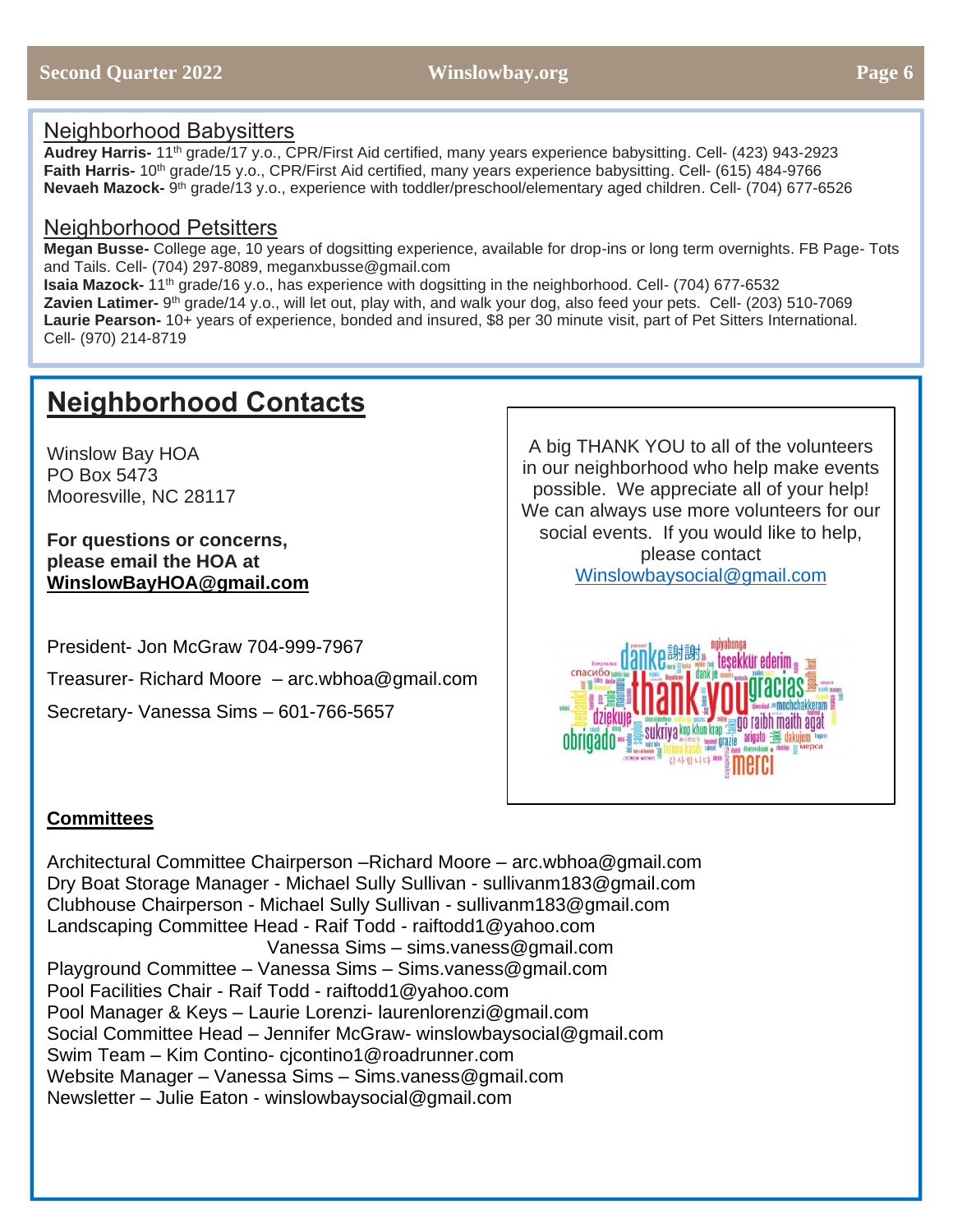## Neighborhood Babysitters

**Audrey Harris-** 11th grade/17 y.o., CPR/First Aid certified, many years experience babysitting. Cell- (423) 943-2923
**Faith Harris-** 10th grade/15 y.o., CPR/First Aid certified, many years experience babysitting. Cell- (615) 484-9766
**Nevaeh Mazock-** 9th grade/13 y.o., experience with toddler/preschool/elementary aged children. Cell- (704) 677-6526

## Neighborhood Petsitters

**Megan Busse-** College age, 10 years of dogsitting experience, available for drop-ins or long term overnights. FB Page- Tots and Tails. Cell- (704) 297-8089, meganxbusse@gmail.com
**Isaia Mazock-** 11th grade/16 y.o., has experience with dogsitting in the neighborhood. Cell- (704) 677-6532
**Zavien Latimer-** 9th grade/14 y.o., will let out, play with, and walk your dog, also feed your pets. Cell- (203) 510-7069
**Laurie Pearson-** 10+ years of experience, bonded and insured, $8 per 30 minute visit, part of Pet Sitters International. Cell- (970) 214-8719

# Neighborhood Contacts

Winslow Bay HOA
PO Box 5473
Mooresville, NC 28117

**For questions or concerns, please email the HOA at WinslowBayHOA@gmail.com**

President- Jon McGraw 704-999-7967

Treasurer- Richard Moore – arc.wbhoa@gmail.com

Secretary- Vanessa Sims – 601-766-5657

A big THANK YOU to all of the volunteers in our neighborhood who help make events possible. We can always use more volunteers for our social events. If you would like to help, please contact Winslowbaysocial@gmail.com

### Committees

Architectural Committee Chairperson –Richard Moore – arc.wbhoa@gmail.com
Dry Boat Storage Manager - Michael Sully Sullivan - sullivanm183@gmail.com
Clubhouse Chairperson - Michael Sully Sullivan - sullivanm183@gmail.com
Landscaping Committee Head - Raif Todd - raiftodd1@yahoo.com
Vanessa Sims – sims.vaness@gmail.com
Playground Committee – Vanessa Sims – Sims.vaness@gmail.com
Pool Facilities Chair - Raif Todd - raiftodd1@yahoo.com
Pool Manager & Keys – Laurie Lorenzi- laurenlorenzi@gmail.com
Social Committee Head – Jennifer McGraw- winslowbaysocial@gmail.com
Swim Team – Kim Contino- cjcontino1@roadrunner.com
Website Manager – Vanessa Sims – Sims.vaness@gmail.com
Newsletter – Julie Eaton - winslowbaysocial@gmail.com